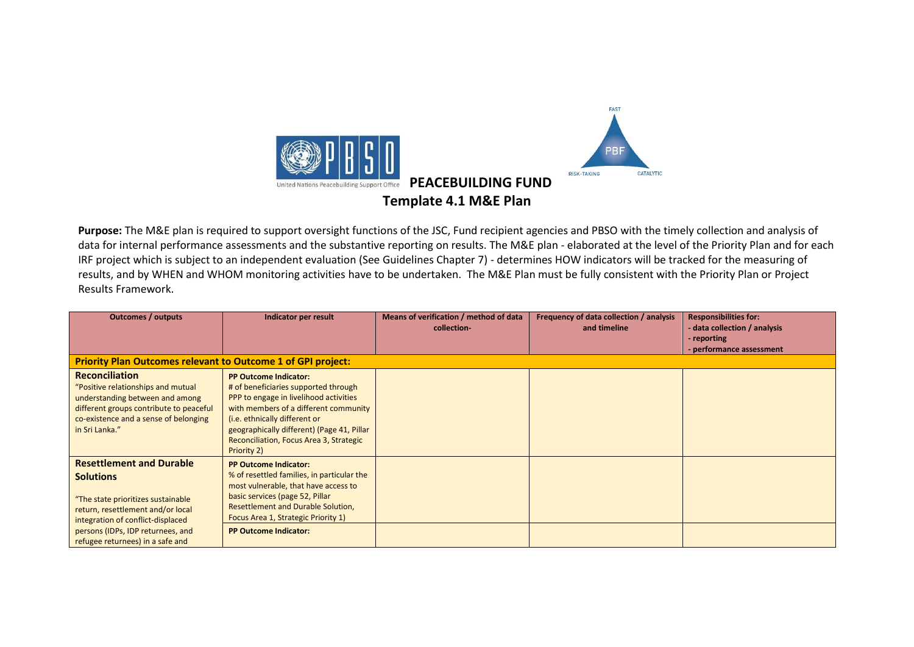# PEACEBUILDING FUND

## Template 4.1 M&E Plan

**Purpose:** The M&E plan is required to support oversight functions of the JSC, Fund recipient agencies and PBSO with the timely collection and analysis of data for internal performance assessments and the substantive reporting on results. The M&E plan - elaborated at the level of the Priority Plan and for each IRF project which is subject to an independent evaluation (See Guidelines Chapter 7) - determines HOW indicators will be tracked for the measuring of results, and by WHEN and WHOM monitoring activities have to be undertaken. The M&E Plan must be fully consistent with the Priority Plan or Project Results Framework.

| Outcomes / outputs | Indicator per result | Means of verification / method of data collection- | Frequency of data collection / analysis and timeline | Responsibilities for: - data collection / analysis - reporting - performance assessment |
|---|---|---|---|---|
| **Priority Plan Outcomes relevant to Outcome 1 of GPI project:** | | | | |
| **Reconciliation** "Positive relationships and mutual understanding between and among different groups contribute to peaceful co-existence and a sense of belonging in Sri Lanka." | **PP Outcome Indicator:** # of beneficiaries supported through PPP to engage in livelihood activities with members of a different community (i.e. ethnically different or geographically different) (Page 41, Pillar Reconciliation, Focus Area 3, Strategic Priority 2) | | | |
| **Resettlement and Durable Solutions** "The state prioritizes sustainable return, resettlement and/or local integration of conflict-displaced persons (IDPs, IDP returnees, and refugee returnees) in a safe and | **PP Outcome Indicator:** % of resettled families, in particular the most vulnerable, that have access to basic services (page 52, Pillar Resettlement and Durable Solution, Focus Area 1, Strategic Priority 1) | | | |
| | **PP Outcome Indicator:** | | | |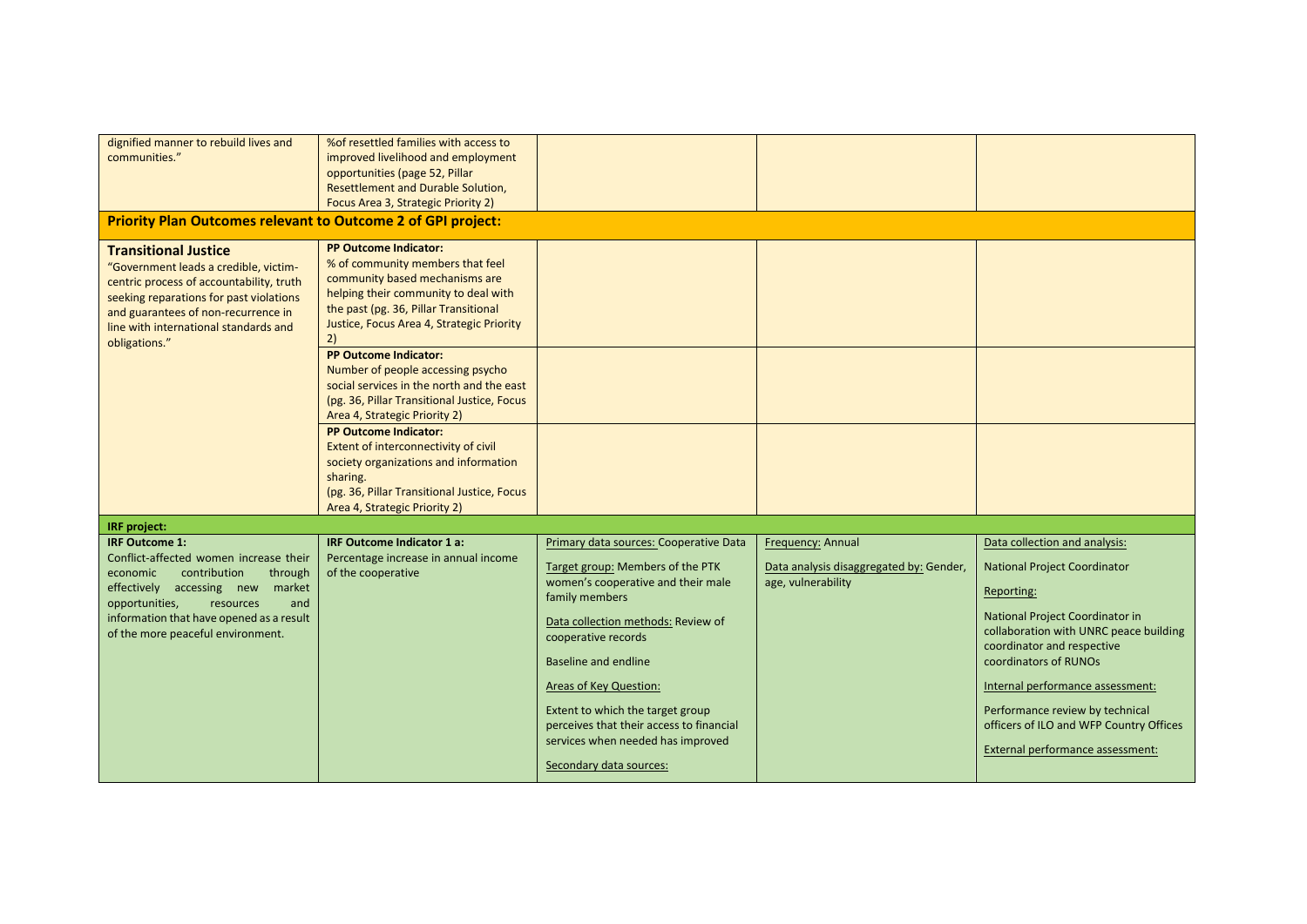| | | | | |
|---|---|---|---|---|
| dignified manner to rebuild lives and communities." | %of resettled families with access to improved livelihood and employment opportunities (page 52, Pillar Resettlement and Durable Solution, Focus Area 3, Strategic Priority 2) | | | |
| **Priority Plan Outcomes relevant to Outcome 2 of GPI project:** | | | | |
| **Transitional Justice** "Government leads a credible, victim-centric process of accountability, truth seeking reparations for past violations and guarantees of non-recurrence in line with international standards and obligations." | **PP Outcome Indicator:** % of community members that feel community based mechanisms are helping their community to deal with the past (pg. 36, Pillar Transitional Justice, Focus Area 4, Strategic Priority 2) | | | |
| | **PP Outcome Indicator:** Number of people accessing psycho social services in the north and the east (pg. 36, Pillar Transitional Justice, Focus Area 4, Strategic Priority 2) | | | |
| | **PP Outcome Indicator:** Extent of interconnectivity of civil society organizations and information sharing. (pg. 36, Pillar Transitional Justice, Focus Area 4, Strategic Priority 2) | | | |
| **IRF project:** | | | | |
| **IRF Outcome 1:** Conflict-affected women increase their economic contribution through effectively accessing new market opportunities, resources and information that have opened as a result of the more peaceful environment. | **IRF Outcome Indicator 1 a:** Percentage increase in annual income of the cooperative | Primary data sources: Cooperative Data<br><br>Target group: Members of the PTK women's cooperative and their male family members<br><br>Data collection methods: Review of cooperative records<br><br>Baseline and endline<br><br>Areas of Key Question:<br><br>Extent to which the target group perceives that their access to financial services when needed has improved<br><br>Secondary data sources: | Frequency: Annual<br><br>Data analysis disaggregated by: Gender, age, vulnerability | Data collection and analysis:<br><br>National Project Coordinator<br><br>Reporting:<br><br>National Project Coordinator in collaboration with UNRC peace building coordinator and respective coordinators of RUNOs<br><br>Internal performance assessment:<br><br>Performance review by technical officers of ILO and WFP Country Offices<br><br>External performance assessment: |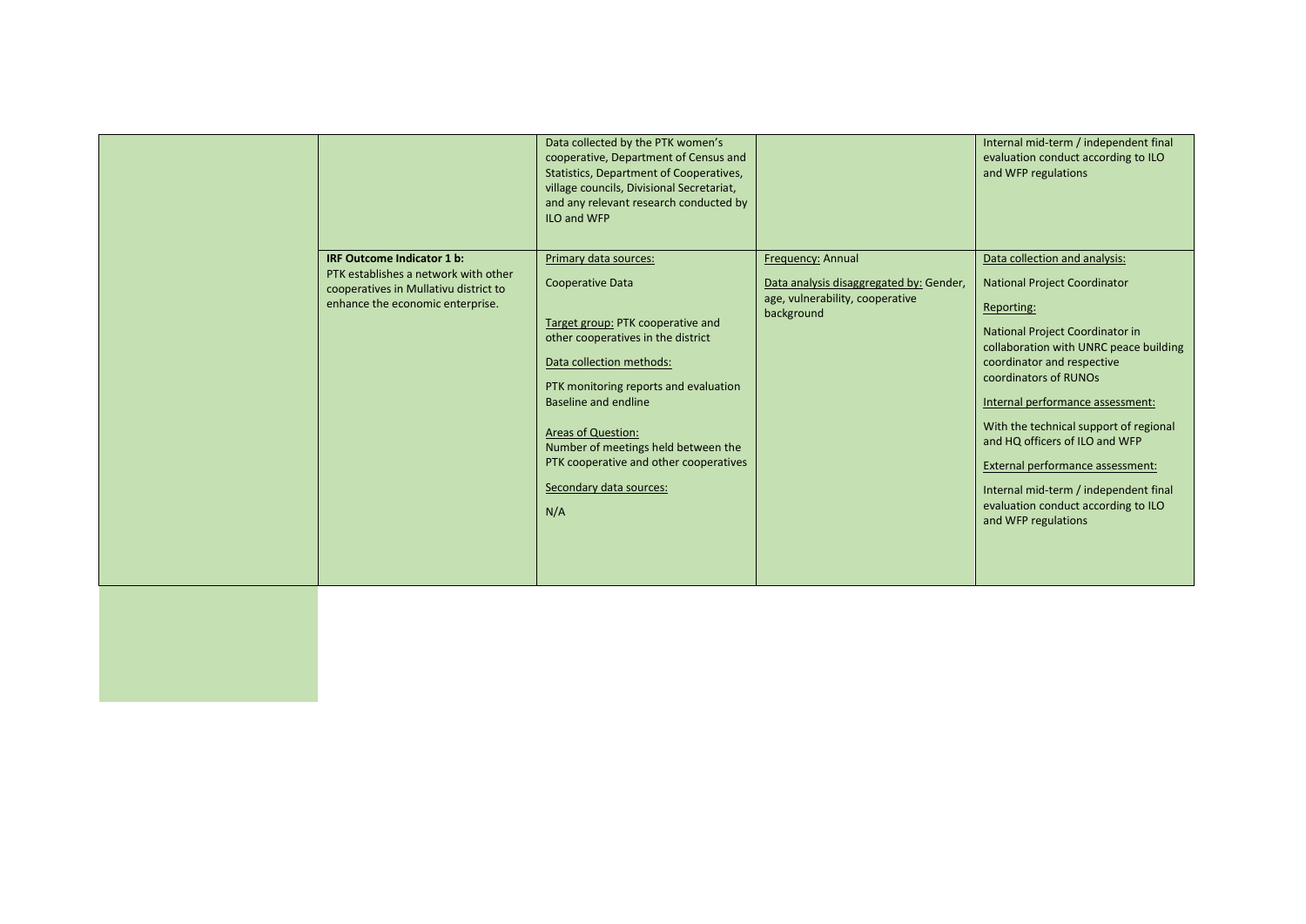| | | | | |
|---|---|---|---|---|
| | | Data collected by the PTK women's cooperative, Department of Census and Statistics, Department of Cooperatives, village councils, Divisional Secretariat, and any relevant research conducted by ILO and WFP | | Internal mid-term / independent final evaluation conduct according to ILO and WFP regulations |
| | **IRF Outcome Indicator 1 b:** PTK establishes a network with other cooperatives in Mullativu district to enhance the economic enterprise. | Primary data sources: Cooperative Data<br><br>Target group: PTK cooperative and other cooperatives in the district<br><br>Data collection methods: PTK monitoring reports and evaluation Baseline and endline<br><br>Areas of Question: Number of meetings held between the PTK cooperative and other cooperatives<br><br>Secondary data sources: N/A | Frequency: Annual<br><br>Data analysis disaggregated by: Gender, age, vulnerability, cooperative background | Data collection and analysis: National Project Coordinator<br><br>Reporting: National Project Coordinator in collaboration with UNRC peace building coordinator and respective coordinators of RUNOs<br><br>Internal performance assessment: With the technical support of regional and HQ officers of ILO and WFP<br><br>External performance assessment: Internal mid-term / independent final evaluation conduct according to ILO and WFP regulations |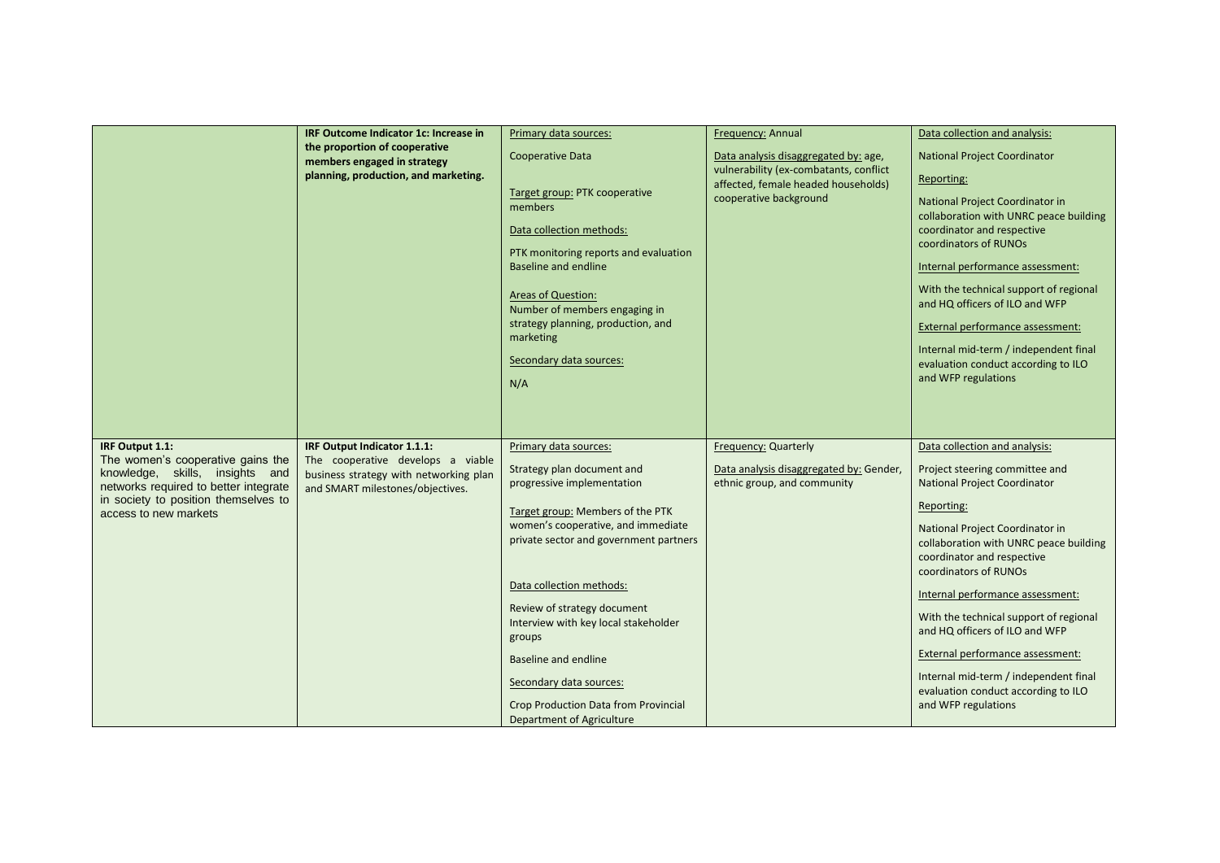| | | | | |
|---|---|---|---|---|
| | **IRF Outcome Indicator 1c: Increase in the proportion of cooperative members engaged in strategy planning, production, and marketing.** | Primary data sources:<br><br>Cooperative Data<br><br>Target group: PTK cooperative members<br><br>Data collection methods:<br><br>PTK monitoring reports and evaluation<br>Baseline and endline<br><br>Areas of Question:<br>Number of members engaging in strategy planning, production, and marketing<br><br>Secondary data sources:<br><br>N/A | Frequency: Annual<br><br>Data analysis disaggregated by: age, vulnerability (ex-combatants, conflict affected, female headed households) cooperative background | Data collection and analysis:<br><br>National Project Coordinator<br><br>Reporting:<br><br>National Project Coordinator in collaboration with UNRC peace building coordinator and respective coordinators of RUNOs<br><br>Internal performance assessment:<br><br>With the technical support of regional and HQ officers of ILO and WFP<br><br>External performance assessment:<br><br>Internal mid-term / independent final evaluation conduct according to ILO and WFP regulations |
| **IRF Output 1.1:**<br>The women's cooperative gains the knowledge, skills, insights and networks required to better integrate in society to position themselves to access to new markets | **IRF Output Indicator 1.1.1:**<br>The cooperative develops a viable business strategy with networking plan and SMART milestones/objectives. | Primary data sources:<br><br>Strategy plan document and progressive implementation<br><br>Target group: Members of the PTK women's cooperative, and immediate private sector and government partners<br><br>Data collection methods:<br><br>Review of strategy document<br>Interview with key local stakeholder groups<br><br>Baseline and endline<br><br>Secondary data sources:<br><br>Crop Production Data from Provincial Department of Agriculture | Frequency: Quarterly<br><br>Data analysis disaggregated by: Gender, ethnic group, and community | Data collection and analysis:<br><br>Project steering committee and National Project Coordinator<br><br>Reporting:<br><br>National Project Coordinator in collaboration with UNRC peace building coordinator and respective coordinators of RUNOs<br><br>Internal performance assessment:<br><br>With the technical support of regional and HQ officers of ILO and WFP<br><br>External performance assessment:<br><br>Internal mid-term / independent final evaluation conduct according to ILO and WFP regulations |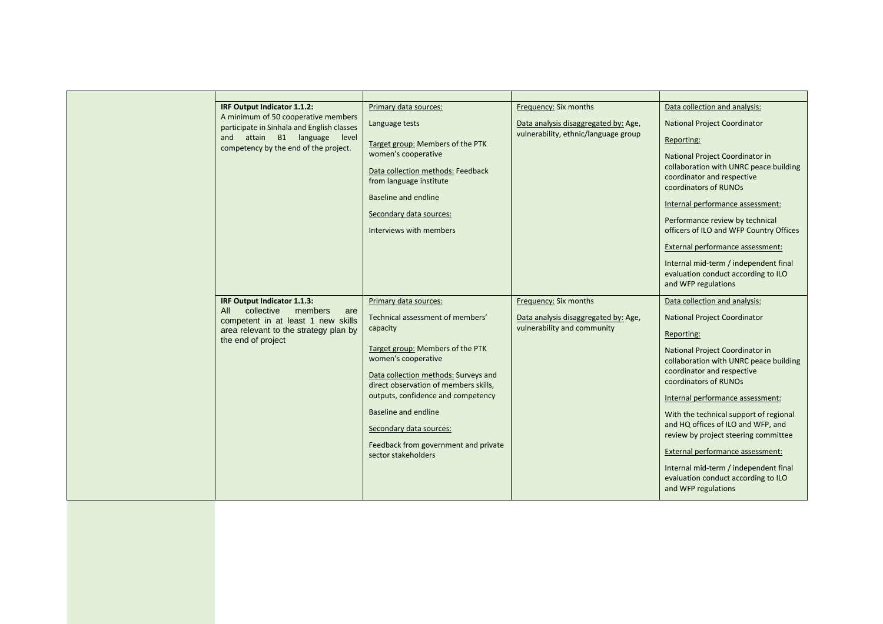| | | | | |
|---|---|---|---|---|
| | **IRF Output Indicator 1.1.2:** A minimum of 50 cooperative members participate in Sinhala and English classes and attain B1 language level competency by the end of the project. | Primary data sources: Language tests<br><br>Target group: Members of the PTK women's cooperative<br><br>Data collection methods: Feedback from language institute<br><br>Baseline and endline<br><br>Secondary data sources: Interviews with members | Frequency: Six months<br><br>Data analysis disaggregated by: Age, vulnerability, ethnic/language group | Data collection and analysis: National Project Coordinator<br><br>Reporting: National Project Coordinator in collaboration with UNRC peace building coordinator and respective coordinators of RUNOs<br><br>Internal performance assessment: Performance review by technical officers of ILO and WFP Country Offices<br><br>External performance assessment: Internal mid-term / independent final evaluation conduct according to ILO and WFP regulations |
| | **IRF Output Indicator 1.1.3:** All collective members are competent in at least 1 new skills area relevant to the strategy plan by the end of project | Primary data sources: Technical assessment of members' capacity<br><br>Target group: Members of the PTK women's cooperative<br><br>Data collection methods: Surveys and direct observation of members skills, outputs, confidence and competency<br><br>Baseline and endline<br><br>Secondary data sources: Feedback from government and private sector stakeholders | Frequency: Six months<br><br>Data analysis disaggregated by: Age, vulnerability and community | Data collection and analysis: National Project Coordinator<br><br>Reporting: National Project Coordinator in collaboration with UNRC peace building coordinator and respective coordinators of RUNOs<br><br>Internal performance assessment: With the technical support of regional and HQ offices of ILO and WFP, and review by project steering committee<br><br>External performance assessment: Internal mid-term / independent final evaluation conduct according to ILO and WFP regulations |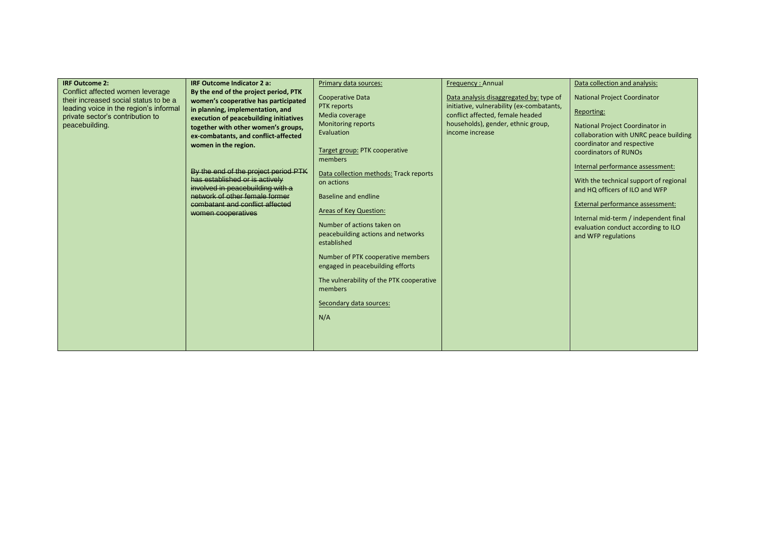| **IRF Outcome 2:** Conflict affected women leverage their increased social status to be a leading voice in the region's informal private sector's contribution to peacebuilding. | **IRF Outcome Indicator 2 a: By the end of the project period, PTK women's cooperative has participated in planning, implementation, and execution of peacebuilding initiatives together with other women's groups, ex-combatants, and conflict-affected women in the region.**<br><br>~~By the end of the project period PTK has established or is actively involved in peacebuilding with a network of other female former combatant and conflict affected women cooperatives~~ | Primary data sources:<br><br>Cooperative Data<br>PTK reports<br>Media coverage<br>Monitoring reports<br>Evaluation<br><br>Target group: PTK cooperative members<br><br>Data collection methods: Track reports on actions<br><br>Baseline and endline<br><br>Areas of Key Question:<br><br>Number of actions taken on peacebuilding actions and networks established<br><br>Number of PTK cooperative members engaged in peacebuilding efforts<br><br>The vulnerability of the PTK cooperative members<br><br>Secondary data sources:<br><br>N/A | Frequency : Annual<br><br>Data analysis disaggregated by: type of initiative, vulnerability (ex-combatants, conflict affected, female headed households), gender, ethnic group, income increase | Data collection and analysis:<br><br>National Project Coordinator<br><br>Reporting:<br><br>National Project Coordinator in collaboration with UNRC peace building coordinator and respective coordinators of RUNOs<br><br>Internal performance assessment:<br><br>With the technical support of regional and HQ officers of ILO and WFP<br><br>External performance assessment:<br><br>Internal mid-term / independent final evaluation conduct according to ILO and WFP regulations |
|---|---|---|---|---|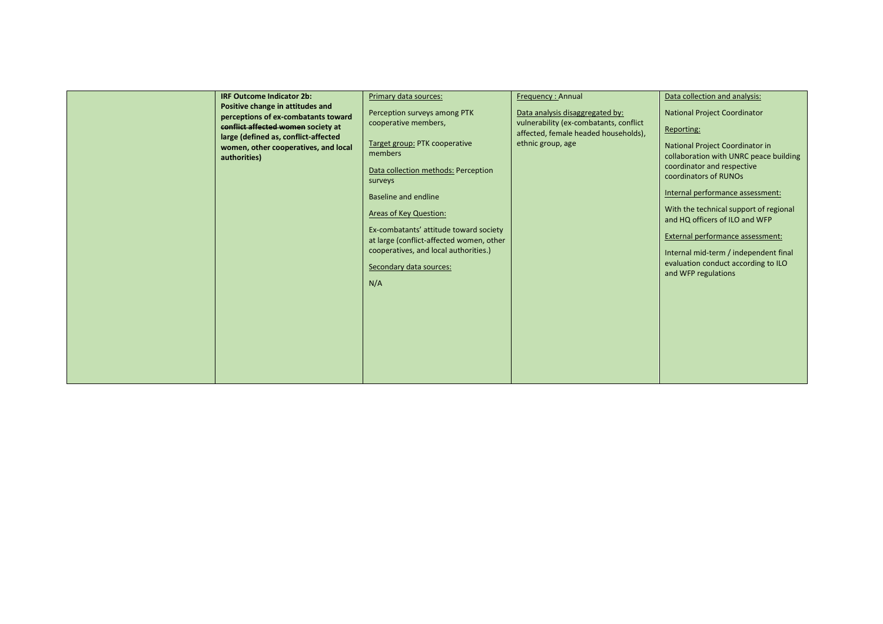|  | **IRF Outcome Indicator 2b:** **Positive change in attitudes and perceptions of ex-combatants toward ~~conflict affected women~~ society at large (defined as, conflict-affected women, other cooperatives, and local authorities)** | Primary data sources:<br><br>Perception surveys among PTK cooperative members,<br><br>Target group: PTK cooperative members<br><br>Data collection methods: Perception surveys<br><br>Baseline and endline<br><br>Areas of Key Question:<br><br>Ex-combatants' attitude toward society at large (conflict-affected women, other cooperatives, and local authorities.)<br><br>Secondary data sources:<br><br>N/A | Frequency : Annual<br><br>Data analysis disaggregated by: vulnerability (ex-combatants, conflict affected, female headed households), ethnic group, age | Data collection and analysis:<br><br>National Project Coordinator<br><br>Reporting:<br><br>National Project Coordinator in collaboration with UNRC peace building coordinator and respective coordinators of RUNOs<br><br>Internal performance assessment:<br><br>With the technical support of regional and HQ officers of ILO and WFP<br><br>External performance assessment:<br><br>Internal mid-term / independent final evaluation conduct according to ILO and WFP regulations |
|---|---|---|---|---|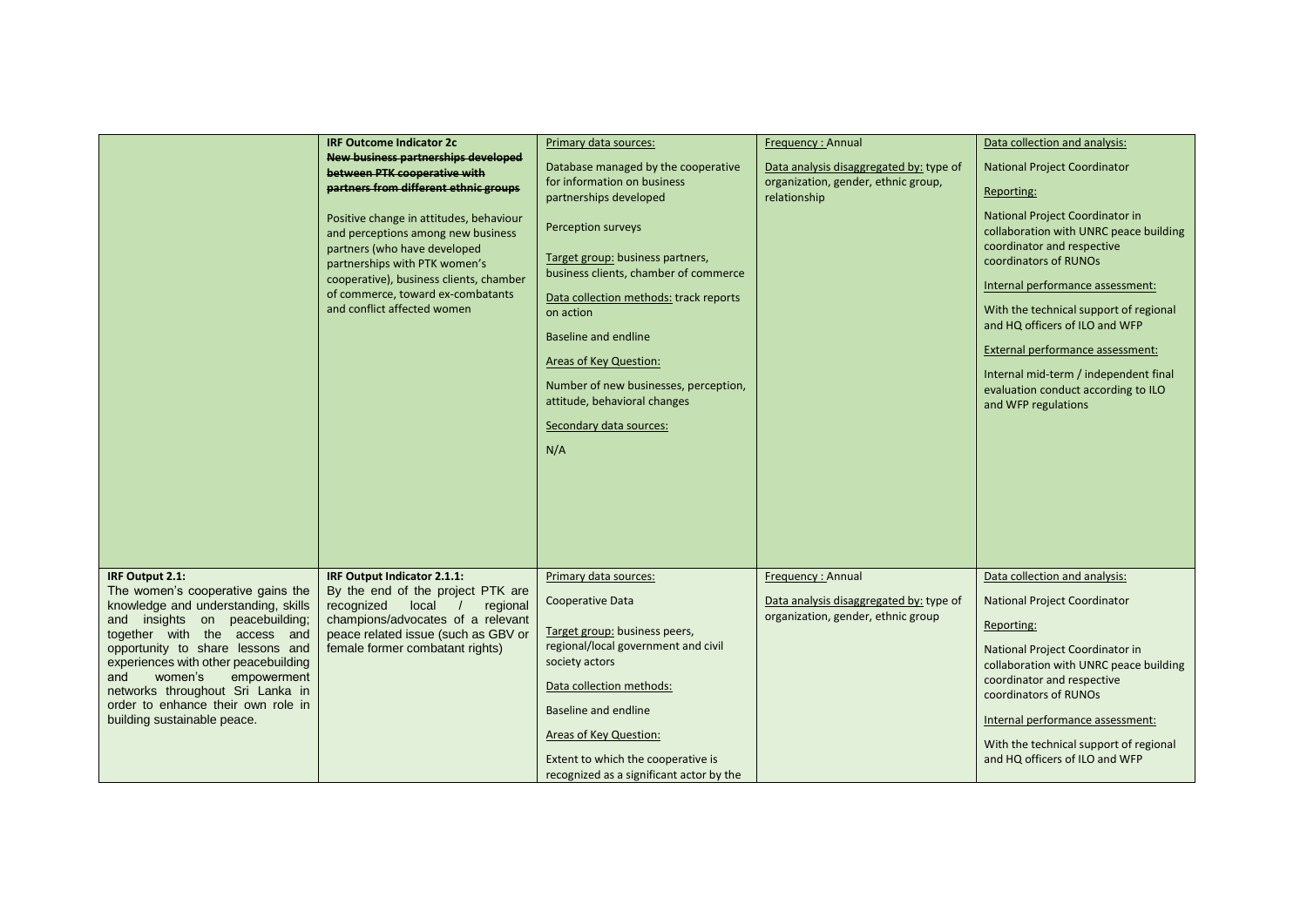| | | | | |
|---|---|---|---|---|
| | **IRF Outcome Indicator 2c**<br>~~**New business partnerships developed between PTK cooperative with partners from different ethnic groups**~~<br><br>Positive change in attitudes, behaviour and perceptions among new business partners (who have developed partnerships with PTK women's cooperative), business clients, chamber of commerce, toward ex-combatants and conflict affected women | Primary data sources:<br><br>Database managed by the cooperative for information on business partnerships developed<br><br>Perception surveys<br><br>Target group: business partners, business clients, chamber of commerce<br><br>Data collection methods: track reports on action<br><br>Baseline and endline<br><br>Areas of Key Question:<br><br>Number of new businesses, perception, attitude, behavioral changes<br><br>Secondary data sources:<br><br>N/A | Frequency : Annual<br><br>Data analysis disaggregated by: type of organization, gender, ethnic group, relationship | Data collection and analysis:<br><br>National Project Coordinator<br><br>Reporting:<br><br>National Project Coordinator in collaboration with UNRC peace building coordinator and respective coordinators of RUNOs<br><br>Internal performance assessment:<br><br>With the technical support of regional and HQ officers of ILO and WFP<br><br>External performance assessment:<br><br>Internal mid-term / independent final evaluation conduct according to ILO and WFP regulations |
| **IRF Output 2.1:**<br>The women's cooperative gains the knowledge and understanding, skills and insights on peacebuilding; together with the access and opportunity to share lessons and experiences with other peacebuilding and women's empowerment networks throughout Sri Lanka in order to enhance their own role in building sustainable peace. | **IRF Output Indicator 2.1.1:**<br>By the end of the project PTK are recognized local / regional champions/advocates of a relevant peace related issue (such as GBV or female former combatant rights) | Primary data sources:<br><br>Cooperative Data<br><br>Target group: business peers, regional/local government and civil society actors<br><br>Data collection methods:<br><br>Baseline and endline<br><br>Areas of Key Question:<br><br>Extent to which the cooperative is recognized as a significant actor by the | Frequency : Annual<br><br>Data analysis disaggregated by: type of organization, gender, ethnic group | Data collection and analysis:<br><br>National Project Coordinator<br><br>Reporting:<br><br>National Project Coordinator in collaboration with UNRC peace building coordinator and respective coordinators of RUNOs<br><br>Internal performance assessment:<br><br>With the technical support of regional and HQ officers of ILO and WFP |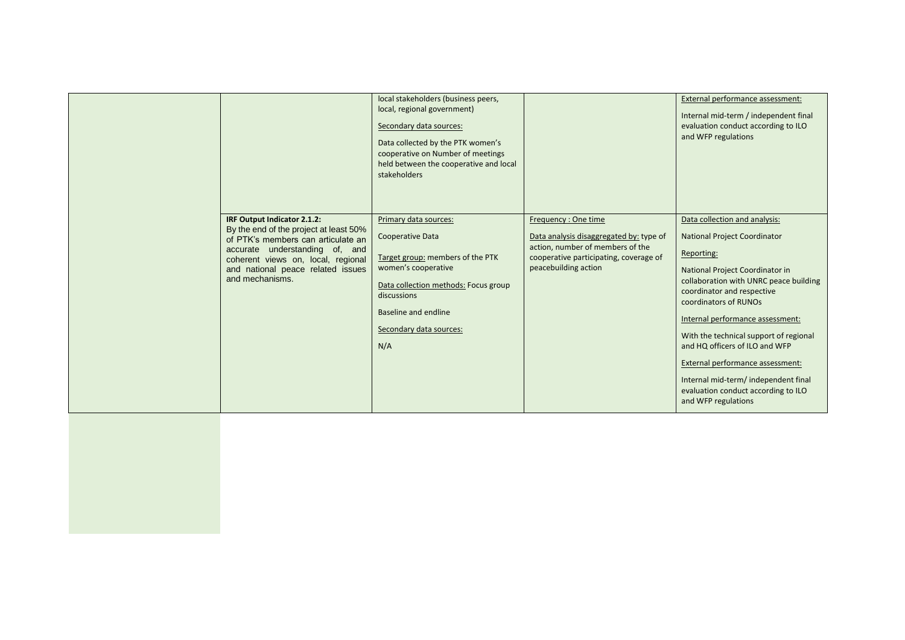| | | | | |
|---|---|---|---|---|
| | | local stakeholders (business peers, local, regional government)<br><br>Secondary data sources:<br><br>Data collected by the PTK women's cooperative on Number of meetings held between the cooperative and local stakeholders | | External performance assessment:<br><br>Internal mid-term / independent final evaluation conduct according to ILO and WFP regulations |
| | **IRF Output Indicator 2.1.2:**<br>By the end of the project at least 50% of PTK's members can articulate an accurate understanding of, and coherent views on, local, regional and national peace related issues and mechanisms. | Primary data sources:<br><br>Cooperative Data<br><br>Target group: members of the PTK women's cooperative<br><br>Data collection methods: Focus group discussions<br><br>Baseline and endline<br><br>Secondary data sources:<br><br>N/A | Frequency : One time<br><br>Data analysis disaggregated by: type of action, number of members of the cooperative participating, coverage of peacebuilding action | Data collection and analysis:<br><br>National Project Coordinator<br><br>Reporting:<br><br>National Project Coordinator in collaboration with UNRC peace building coordinator and respective coordinators of RUNOs<br><br>Internal performance assessment:<br><br>With the technical support of regional and HQ officers of ILO and WFP<br><br>External performance assessment:<br><br>Internal mid-term/ independent final evaluation conduct according to ILO and WFP regulations |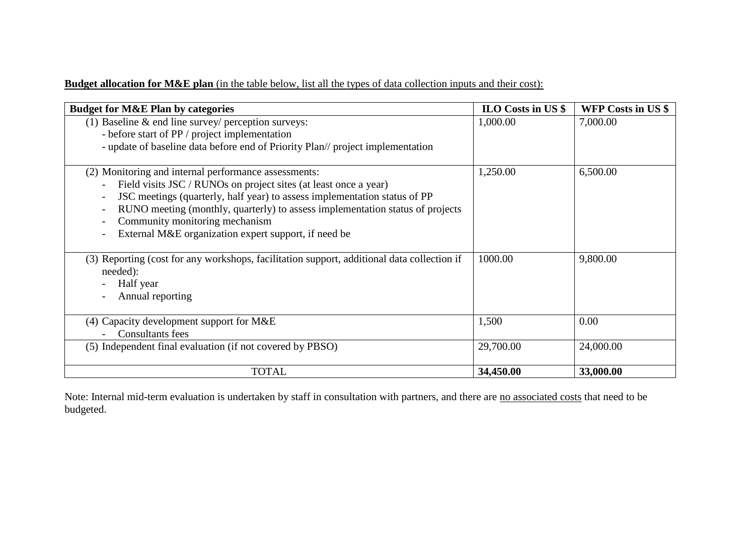**Budget allocation for M&E plan** (in the table below, list all the types of data collection inputs and their cost):

| Budget for M&E Plan by categories | ILO Costs in US $ | WFP Costs in US $ |
|---|---|---|
| (1) Baseline & end line survey/ perception surveys:<br>- before start of PP / project implementation<br>- update of baseline data before end of Priority Plan// project implementation | 1,000.00 | 7,000.00 |
| (2) Monitoring and internal performance assessments:<br>- Field visits JSC / RUNOs on project sites (at least once a year)<br>- JSC meetings (quarterly, half year) to assess implementation status of PP<br>- RUNO meeting (monthly, quarterly) to assess implementation status of projects<br>- Community monitoring mechanism<br>- External M&E organization expert support, if need be | 1,250.00 | 6,500.00 |
| (3) Reporting (cost for any workshops, facilitation support, additional data collection if needed):<br>- Half year<br>- Annual reporting | 1000.00 | 9,800.00 |
| (4) Capacity development support for M&E<br>- Consultants fees | 1,500 | 0.00 |
| (5) Independent final evaluation (if not covered by PBSO) | 29,700.00 | 24,000.00 |
| TOTAL | **34,450.00** | **33,000.00** |

Note: Internal mid-term evaluation is undertaken by staff in consultation with partners, and there are no associated costs that need to be budgeted.